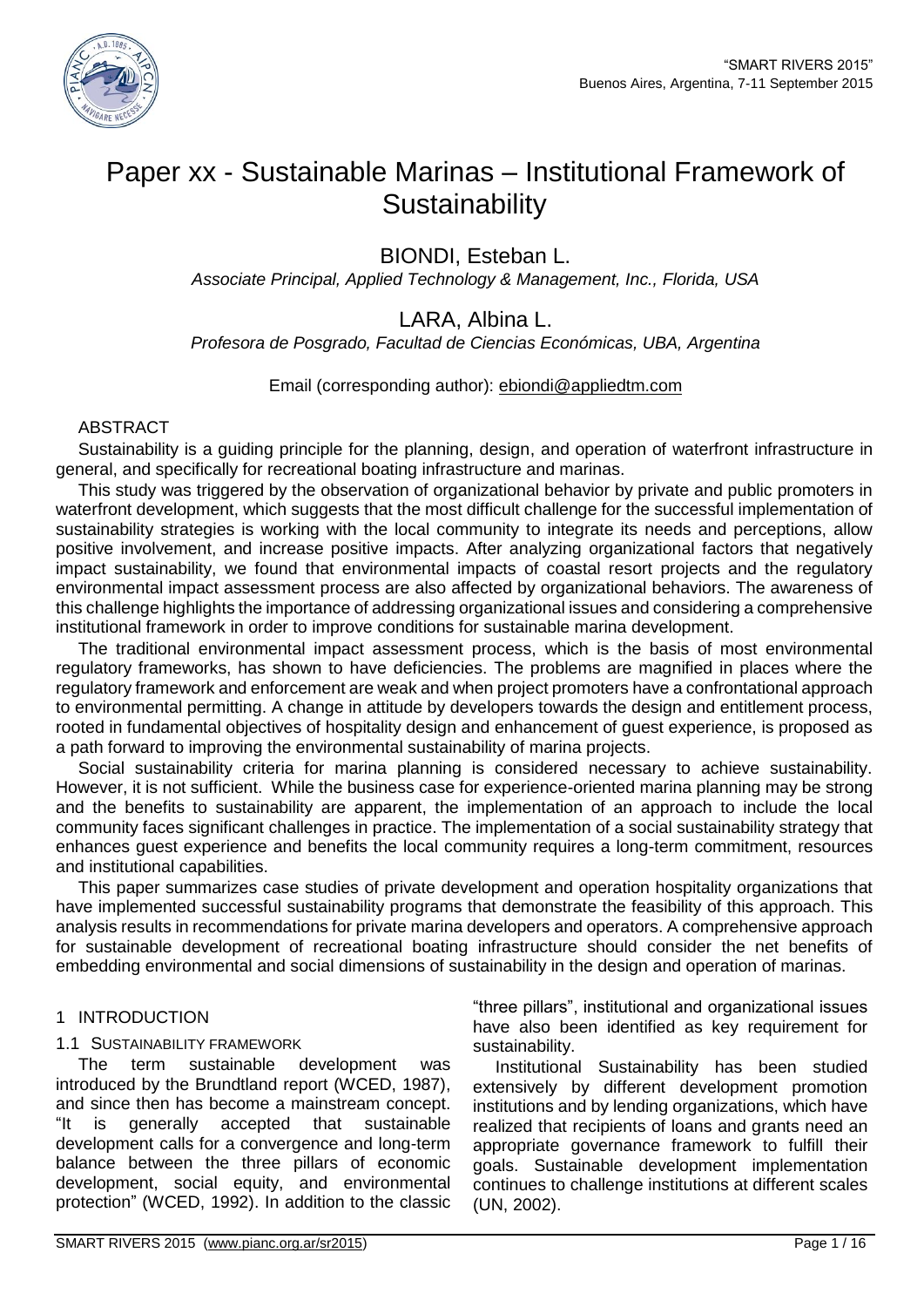# Paper xx - Sustainable Marinas – Institutional Framework of Sustainability

## BIONDI, Esteban L.

*Associate Principal, Applied Technology & Management, Inc., Florida, USA*

## LARA, Albina L.

*Profesora de Posgrado, Facultad de Ciencias Económicas, UBA, Argentina*

Email (corresponding author): ebiondi@appliedtm.com

### ABSTRACT

Sustainability is a guiding principle for the planning, design, and operation of waterfront infrastructure in general, and specifically for recreational boating infrastructure and marinas.

This study was triggered by the observation of organizational behavior by private and public promoters in waterfront development, which suggests that the most difficult challenge for the successful implementation of sustainability strategies is working with the local community to integrate its needs and perceptions, allow positive involvement, and increase positive impacts. After analyzing organizational factors that negatively impact sustainability, we found that environmental impacts of coastal resort projects and the regulatory environmental impact assessment process are also affected by organizational behaviors. The awareness of this challenge highlights the importance of addressing organizational issues and considering a comprehensive institutional framework in order to improve conditions for sustainable marina development.

The traditional environmental impact assessment process, which is the basis of most environmental regulatory frameworks, has shown to have deficiencies. The problems are magnified in places where the regulatory framework and enforcement are weak and when project promoters have a confrontational approach to environmental permitting. A change in attitude by developers towards the design and entitlement process, rooted in fundamental objectives of hospitality design and enhancement of guest experience, is proposed as a path forward to improving the environmental sustainability of marina projects.

Social sustainability criteria for marina planning is considered necessary to achieve sustainability. However, it is not sufficient. While the business case for experience-oriented marina planning may be strong and the benefits to sustainability are apparent, the implementation of an approach to include the local community faces significant challenges in practice. The implementation of a social sustainability strategy that enhances guest experience and benefits the local community requires a long-term commitment, resources and institutional capabilities.

This paper summarizes case studies of private development and operation hospitality organizations that have implemented successful sustainability programs that demonstrate the feasibility of this approach. This analysis results in recommendations for private marina developers and operators. A comprehensive approach for sustainable development of recreational boating infrastructure should consider the net benefits of embedding environmental and social dimensions of sustainability in the design and operation of marinas.

## 1 INTRODUCTION

### 1.1 SUSTAINABILITY FRAMEWORK

The term sustainable development was introduced by the Brundtland report (WCED, 1987), and since then has become a mainstream concept. "It is generally accepted that sustainable development calls for a convergence and long-term balance between the three pillars of economic development, social equity, and environmental protection" (WCED, 1992). In addition to the classic "three pillars", institutional and organizational issues have also been identified as key requirement for sustainability.

Institutional Sustainability has been studied extensively by different development promotion institutions and by lending organizations, which have realized that recipients of loans and grants need an appropriate governance framework to fulfill their goals. Sustainable development implementation continues to challenge institutions at different scales (UN, 2002).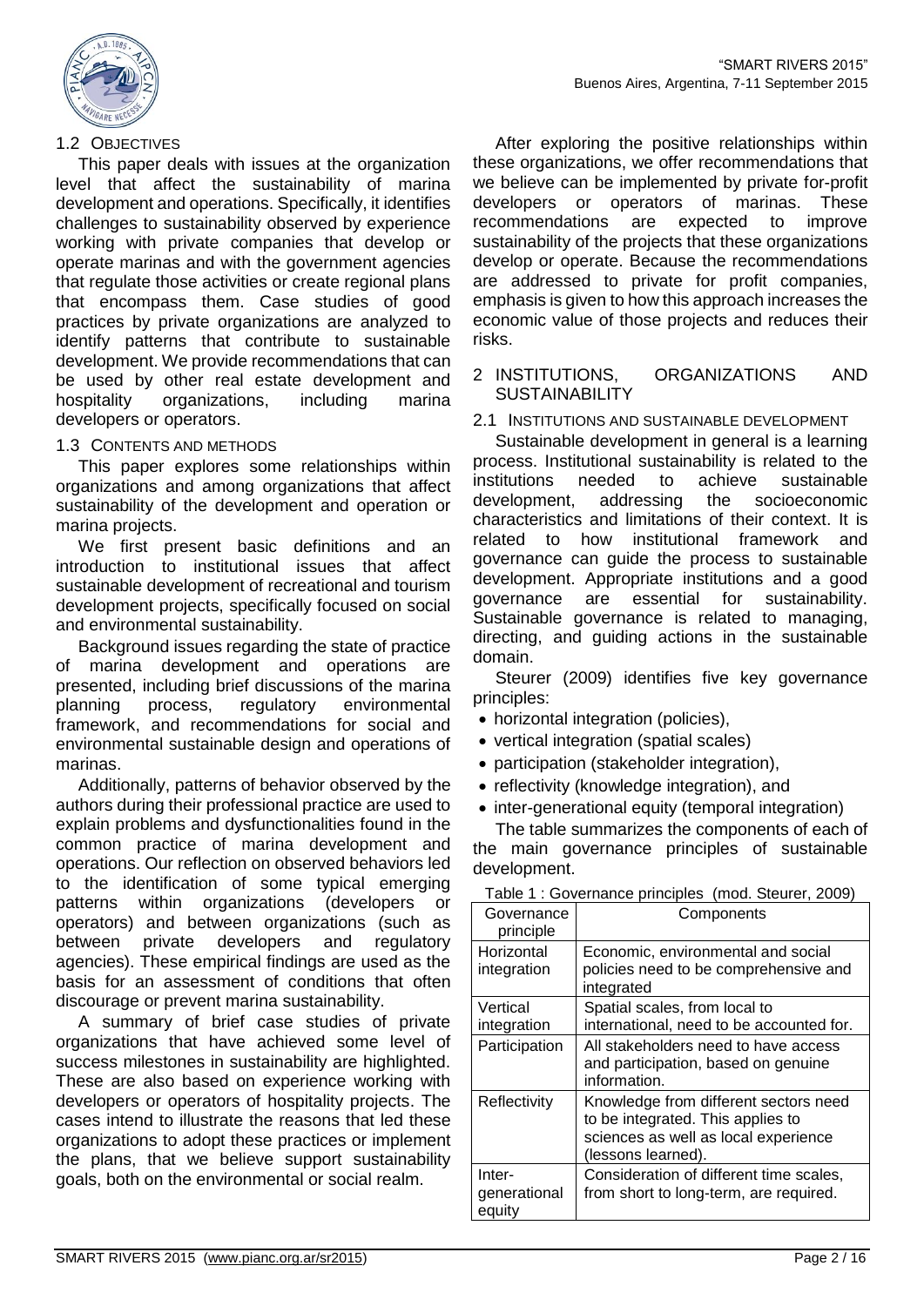### 1.2 Objectives

This paper deals with issues at the organization level that affect the sustainability of marina development and operations. Specifically, it identifies challenges to sustainability observed by experience working with private companies that develop or operate marinas and with the government agencies that regulate those activities or create regional plans that encompass them. Case studies of good practices by private organizations are analyzed to identify patterns that contribute to sustainable development. We provide recommendations that can be used by other real estate development and hospitality organizations, including marina developers or operators.

### 1.3 Contents and methods

This paper explores some relationships within organizations and among organizations that affect sustainability of the development and operation or marina projects.

We first present basic definitions and an introduction to institutional issues that affect sustainable development of recreational and tourism development projects, specifically focused on social and environmental sustainability.

Background issues regarding the state of practice of marina development and operations are presented, including brief discussions of the marina planning process, regulatory environmental framework, and recommendations for social and environmental sustainable design and operations of marinas.

Additionally, patterns of behavior observed by the authors during their professional practice are used to explain problems and dysfunctionalities found in the common practice of marina development and operations. Our reflection on observed behaviors led to the identification of some typical emerging patterns within organizations (developers or operators) and between organizations (such as between private developers and regulatory agencies). These empirical findings are used as the basis for an assessment of conditions that often discourage or prevent marina sustainability.

A summary of brief case studies of private organizations that have achieved some level of success milestones in sustainability are highlighted. These are also based on experience working with developers or operators of hospitality projects. The cases intend to illustrate the reasons that led these organizations to adopt these practices or implement the plans, that we believe support sustainability goals, both on the environmental or social realm.

After exploring the positive relationships within these organizations, we offer recommendations that we believe can be implemented by private for-profit developers or operators of marinas. These recommendations are expected to improve sustainability of the projects that these organizations develop or operate. Because the recommendations are addressed to private for profit companies, emphasis is given to how this approach increases the economic value of those projects and reduces their risks.

## 2 INSTITUTIONS, ORGANIZATIONS AND SUSTAINABILITY

### 2.1 Institutions and sustainable development

Sustainable development in general is a learning process. Institutional sustainability is related to the institutions needed to achieve sustainable development, addressing the socioeconomic characteristics and limitations of their context. It is related to how institutional framework and governance can guide the process to sustainable development. Appropriate institutions and a good governance are essential for sustainability. Sustainable governance is related to managing, directing, and guiding actions in the sustainable domain.

Steurer (2009) identifies five key governance principles:

- horizontal integration (policies),
- vertical integration (spatial scales)
- participation (stakeholder integration),
- reflectivity (knowledge integration), and
- inter-generational equity (temporal integration)

The table summarizes the components of each of the main governance principles of sustainable development.

Table 1 : Governance principles (mod. Steurer, 2009)

| Governance principle | Components |
|---|---|
| Horizontal integration | Economic, environmental and social policies need to be comprehensive and integrated |
| Vertical integration | Spatial scales, from local to international, need to be accounted for. |
| Participation | All stakeholders need to have access and participation, based on genuine information. |
| Reflectivity | Knowledge from different sectors need to be integrated. This applies to sciences as well as local experience (lessons learned). |
| Inter-generational equity | Consideration of different time scales, from short to long-term, are required. |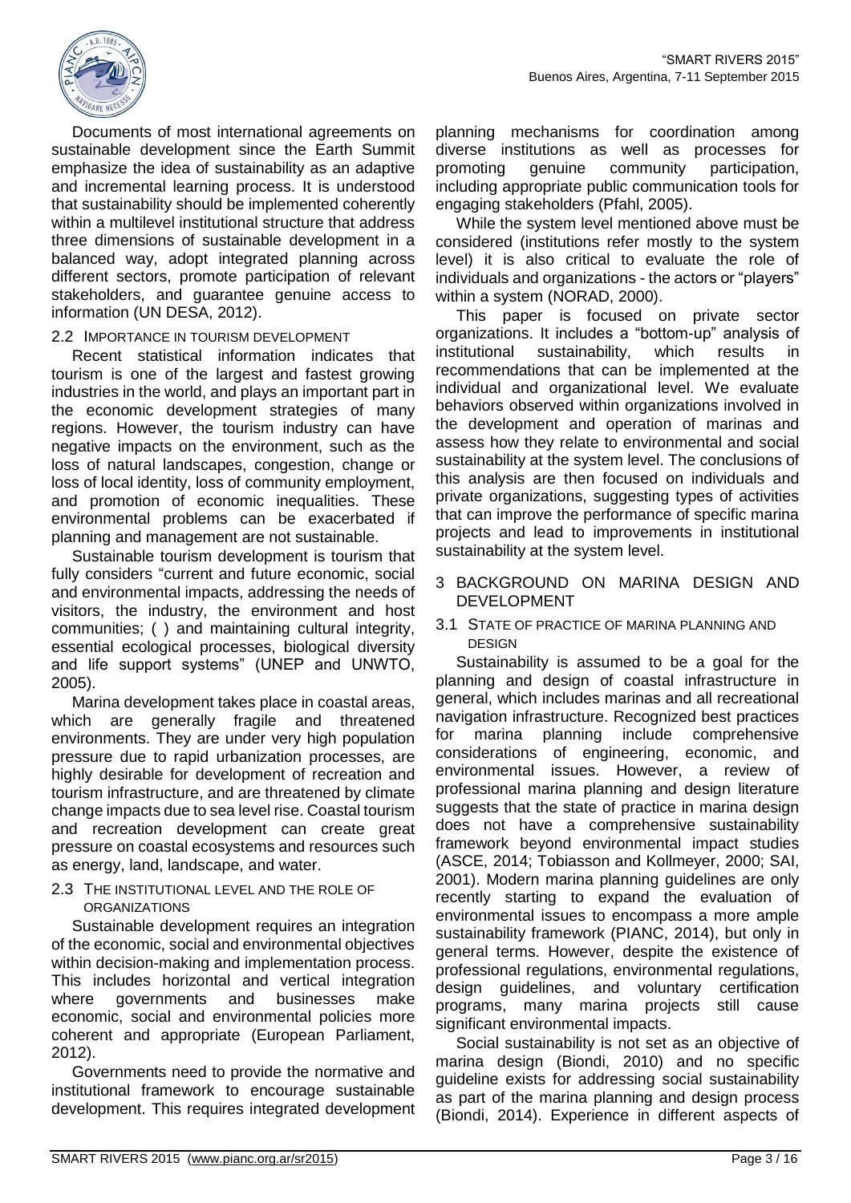Documents of most international agreements on sustainable development since the Earth Summit emphasize the idea of sustainability as an adaptive and incremental learning process. It is understood that sustainability should be implemented coherently within a multilevel institutional structure that address three dimensions of sustainable development in a balanced way, adopt integrated planning across different sectors, promote participation of relevant stakeholders, and guarantee genuine access to information (UN DESA, 2012).

### 2.2 Importance in tourism development

Recent statistical information indicates that tourism is one of the largest and fastest growing industries in the world, and plays an important part in the economic development strategies of many regions. However, the tourism industry can have negative impacts on the environment, such as the loss of natural landscapes, congestion, change or loss of local identity, loss of community employment, and promotion of economic inequalities. These environmental problems can be exacerbated if planning and management are not sustainable.

Sustainable tourism development is tourism that fully considers "current and future economic, social and environmental impacts, addressing the needs of visitors, the industry, the environment and host communities; ( ) and maintaining cultural integrity, essential ecological processes, biological diversity and life support systems" (UNEP and UNWTO, 2005).

Marina development takes place in coastal areas, which are generally fragile and threatened environments. They are under very high population pressure due to rapid urbanization processes, are highly desirable for development of recreation and tourism infrastructure, and are threatened by climate change impacts due to sea level rise. Coastal tourism and recreation development can create great pressure on coastal ecosystems and resources such as energy, land, landscape, and water.

### 2.3 The institutional level and the role of organizations

Sustainable development requires an integration of the economic, social and environmental objectives within decision-making and implementation process. This includes horizontal and vertical integration where governments and businesses make economic, social and environmental policies more coherent and appropriate (European Parliament, 2012).

Governments need to provide the normative and institutional framework to encourage sustainable development. This requires integrated development planning mechanisms for coordination among diverse institutions as well as processes for promoting genuine community participation, including appropriate public communication tools for engaging stakeholders (Pfahl, 2005).

While the system level mentioned above must be considered (institutions refer mostly to the system level) it is also critical to evaluate the role of individuals and organizations - the actors or "players" within a system (NORAD, 2000).

This paper is focused on private sector organizations. It includes a "bottom-up" analysis of institutional sustainability, which results in recommendations that can be implemented at the individual and organizational level. We evaluate behaviors observed within organizations involved in the development and operation of marinas and assess how they relate to environmental and social sustainability at the system level. The conclusions of this analysis are then focused on individuals and private organizations, suggesting types of activities that can improve the performance of specific marina projects and lead to improvements in institutional sustainability at the system level.

## 3 Background on marina design and development

### 3.1 State of practice of marina planning and design

Sustainability is assumed to be a goal for the planning and design of coastal infrastructure in general, which includes marinas and all recreational navigation infrastructure. Recognized best practices for marina planning include comprehensive considerations of engineering, economic, and environmental issues. However, a review of professional marina planning and design literature suggests that the state of practice in marina design does not have a comprehensive sustainability framework beyond environmental impact studies (ASCE, 2014; Tobiasson and Kollmeyer, 2000; SAI, 2001). Modern marina planning guidelines are only recently starting to expand the evaluation of environmental issues to encompass a more ample sustainability framework (PIANC, 2014), but only in general terms. However, despite the existence of professional regulations, environmental regulations, design guidelines, and voluntary certification programs, many marina projects still cause significant environmental impacts.

Social sustainability is not set as an objective of marina design (Biondi, 2010) and no specific guideline exists for addressing social sustainability as part of the marina planning and design process (Biondi, 2014). Experience in different aspects of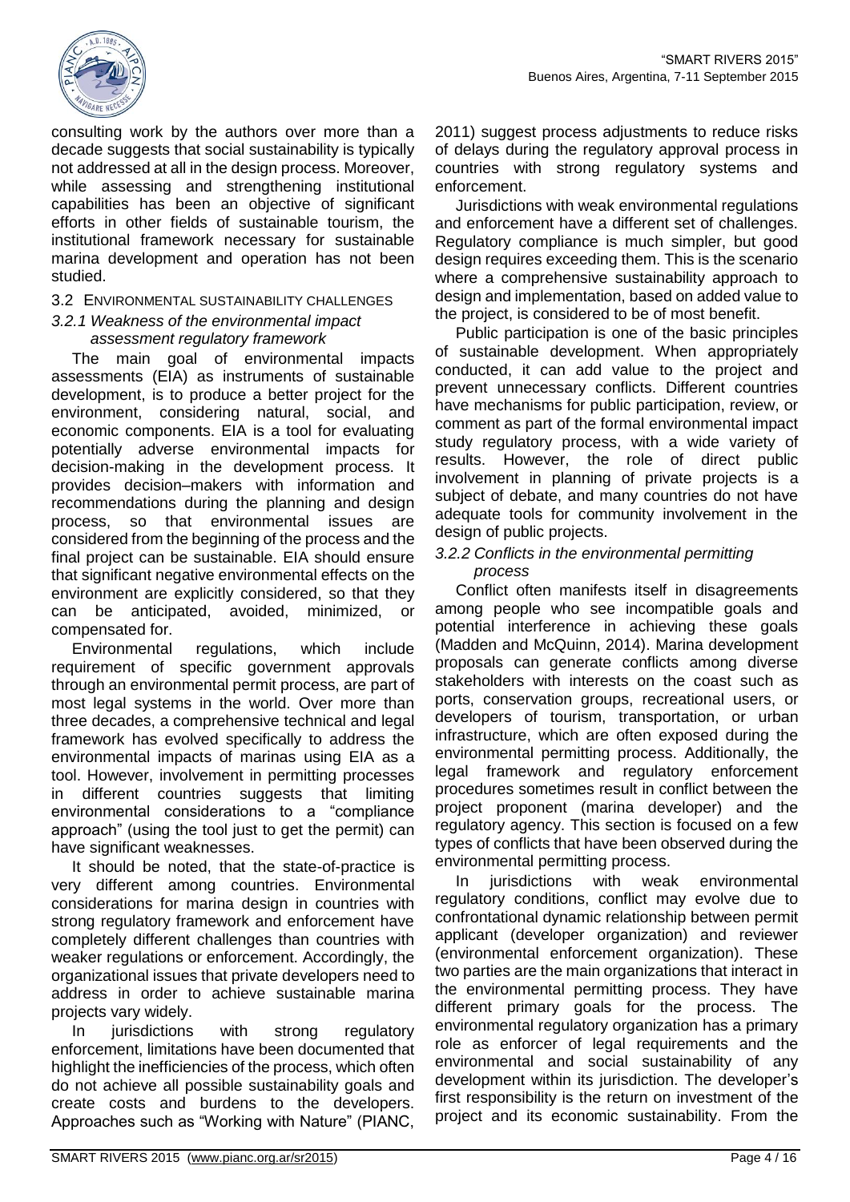consulting work by the authors over more than a decade suggests that social sustainability is typically not addressed at all in the design process. Moreover, while assessing and strengthening institutional capabilities has been an objective of significant efforts in other fields of sustainable tourism, the institutional framework necessary for sustainable marina development and operation has not been studied.

### 3.2 Environmental sustainability challenges

#### *3.2.1 Weakness of the environmental impact assessment regulatory framework*

The main goal of environmental impacts assessments (EIA) as instruments of sustainable development, is to produce a better project for the environment, considering natural, social, and economic components. EIA is a tool for evaluating potentially adverse environmental impacts for decision-making in the development process. It provides decision–makers with information and recommendations during the planning and design process, so that environmental issues are considered from the beginning of the process and the final project can be sustainable. EIA should ensure that significant negative environmental effects on the environment are explicitly considered, so that they can be anticipated, avoided, minimized, or compensated for.

Environmental regulations, which include requirement of specific government approvals through an environmental permit process, are part of most legal systems in the world. Over more than three decades, a comprehensive technical and legal framework has evolved specifically to address the environmental impacts of marinas using EIA as a tool. However, involvement in permitting processes in different countries suggests that limiting environmental considerations to a "compliance approach" (using the tool just to get the permit) can have significant weaknesses.

It should be noted, that the state-of-practice is very different among countries. Environmental considerations for marina design in countries with strong regulatory framework and enforcement have completely different challenges than countries with weaker regulations or enforcement. Accordingly, the organizational issues that private developers need to address in order to achieve sustainable marina projects vary widely.

In jurisdictions with strong regulatory enforcement, limitations have been documented that highlight the inefficiencies of the process, which often do not achieve all possible sustainability goals and create costs and burdens to the developers. Approaches such as "Working with Nature" (PIANC, 2011) suggest process adjustments to reduce risks of delays during the regulatory approval process in countries with strong regulatory systems and enforcement.

Jurisdictions with weak environmental regulations and enforcement have a different set of challenges. Regulatory compliance is much simpler, but good design requires exceeding them. This is the scenario where a comprehensive sustainability approach to design and implementation, based on added value to the project, is considered to be of most benefit.

Public participation is one of the basic principles of sustainable development. When appropriately conducted, it can add value to the project and prevent unnecessary conflicts. Different countries have mechanisms for public participation, review, or comment as part of the formal environmental impact study regulatory process, with a wide variety of results. However, the role of direct public involvement in planning of private projects is a subject of debate, and many countries do not have adequate tools for community involvement in the design of public projects.

#### *3.2.2 Conflicts in the environmental permitting process*

Conflict often manifests itself in disagreements among people who see incompatible goals and potential interference in achieving these goals (Madden and McQuinn, 2014). Marina development proposals can generate conflicts among diverse stakeholders with interests on the coast such as ports, conservation groups, recreational users, or developers of tourism, transportation, or urban infrastructure, which are often exposed during the environmental permitting process. Additionally, the legal framework and regulatory enforcement procedures sometimes result in conflict between the project proponent (marina developer) and the regulatory agency. This section is focused on a few types of conflicts that have been observed during the environmental permitting process.

In jurisdictions with weak environmental regulatory conditions, conflict may evolve due to confrontational dynamic relationship between permit applicant (developer organization) and reviewer (environmental enforcement organization). These two parties are the main organizations that interact in the environmental permitting process. They have different primary goals for the process. The environmental regulatory organization has a primary role as enforcer of legal requirements and the environmental and social sustainability of any development within its jurisdiction. The developer's first responsibility is the return on investment of the project and its economic sustainability. From the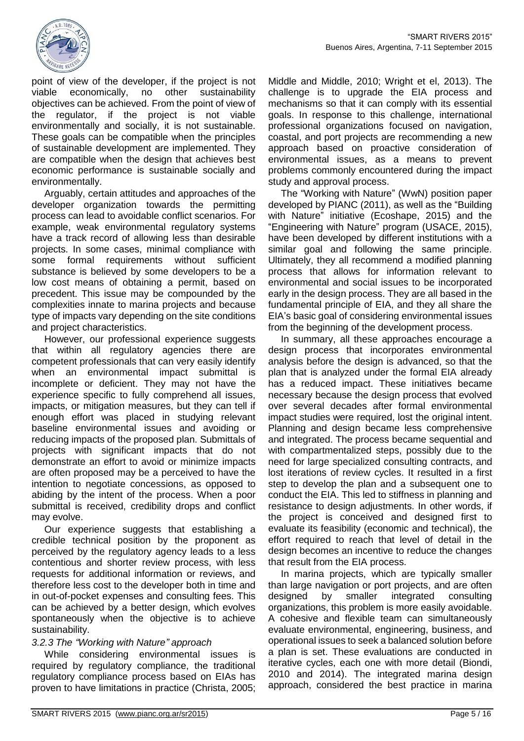point of view of the developer, if the project is not viable economically, no other sustainability objectives can be achieved. From the point of view of the regulator, if the project is not viable environmentally and socially, it is not sustainable. These goals can be compatible when the principles of sustainable development are implemented. They are compatible when the design that achieves best economic performance is sustainable socially and environmentally.

Arguably, certain attitudes and approaches of the developer organization towards the permitting process can lead to avoidable conflict scenarios. For example, weak environmental regulatory systems have a track record of allowing less than desirable projects. In some cases, minimal compliance with some formal requirements without sufficient substance is believed by some developers to be a low cost means of obtaining a permit, based on precedent. This issue may be compounded by the complexities innate to marina projects and because type of impacts vary depending on the site conditions and project characteristics.

However, our professional experience suggests that within all regulatory agencies there are competent professionals that can very easily identify when an environmental impact submittal is incomplete or deficient. They may not have the experience specific to fully comprehend all issues, impacts, or mitigation measures, but they can tell if enough effort was placed in studying relevant baseline environmental issues and avoiding or reducing impacts of the proposed plan. Submittals of projects with significant impacts that do not demonstrate an effort to avoid or minimize impacts are often proposed may be a perceived to have the intention to negotiate concessions, as opposed to abiding by the intent of the process. When a poor submittal is received, credibility drops and conflict may evolve.

Our experience suggests that establishing a credible technical position by the proponent as perceived by the regulatory agency leads to a less contentious and shorter review process, with less requests for additional information or reviews, and therefore less cost to the developer both in time and in out-of-pocket expenses and consulting fees. This can be achieved by a better design, which evolves spontaneously when the objective is to achieve sustainability.

#### *3.2.3 The "Working with Nature" approach*

While considering environmental issues is required by regulatory compliance, the traditional regulatory compliance process based on EIAs has proven to have limitations in practice (Christa, 2005; Middle and Middle, 2010; Wright et el, 2013). The challenge is to upgrade the EIA process and mechanisms so that it can comply with its essential goals. In response to this challenge, international professional organizations focused on navigation, coastal, and port projects are recommending a new approach based on proactive consideration of environmental issues, as a means to prevent problems commonly encountered during the impact study and approval process.

The "Working with Nature" (WwN) position paper developed by PIANC (2011), as well as the "Building with Nature" initiative (Ecoshape, 2015) and the "Engineering with Nature" program (USACE, 2015), have been developed by different institutions with a similar goal and following the same principle. Ultimately, they all recommend a modified planning process that allows for information relevant to environmental and social issues to be incorporated early in the design process. They are all based in the fundamental principle of EIA, and they all share the EIA's basic goal of considering environmental issues from the beginning of the development process.

In summary, all these approaches encourage a design process that incorporates environmental analysis before the design is advanced, so that the plan that is analyzed under the formal EIA already has a reduced impact. These initiatives became necessary because the design process that evolved over several decades after formal environmental impact studies were required, lost the original intent. Planning and design became less comprehensive and integrated. The process became sequential and with compartmentalized steps, possibly due to the need for large specialized consulting contracts, and lost iterations of review cycles. It resulted in a first step to develop the plan and a subsequent one to conduct the EIA. This led to stiffness in planning and resistance to design adjustments. In other words, if the project is conceived and designed first to evaluate its feasibility (economic and technical), the effort required to reach that level of detail in the design becomes an incentive to reduce the changes that result from the EIA process.

In marina projects, which are typically smaller than large navigation or port projects, and are often designed by smaller integrated consulting organizations, this problem is more easily avoidable. A cohesive and flexible team can simultaneously evaluate environmental, engineering, business, and operational issues to seek a balanced solution before a plan is set. These evaluations are conducted in iterative cycles, each one with more detail (Biondi, 2010 and 2014). The integrated marina design approach, considered the best practice in marina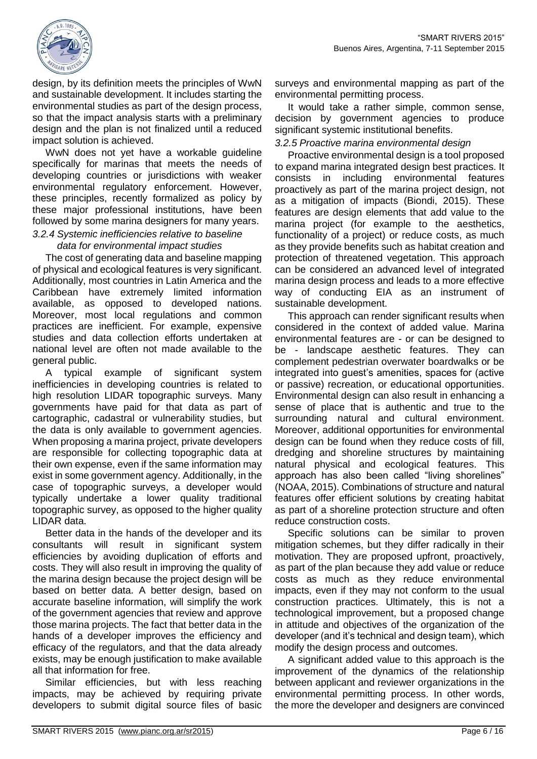design, by its definition meets the principles of WwN and sustainable development. It includes starting the environmental studies as part of the design process, so that the impact analysis starts with a preliminary design and the plan is not finalized until a reduced impact solution is achieved.

WwN does not yet have a workable guideline specifically for marinas that meets the needs of developing countries or jurisdictions with weaker environmental regulatory enforcement. However, these principles, recently formalized as policy by these major professional institutions, have been followed by some marina designers for many years.

### *3.2.4 Systemic inefficiencies relative to baseline data for environmental impact studies*

The cost of generating data and baseline mapping of physical and ecological features is very significant. Additionally, most countries in Latin America and the Caribbean have extremely limited information available, as opposed to developed nations. Moreover, most local regulations and common practices are inefficient. For example, expensive studies and data collection efforts undertaken at national level are often not made available to the general public.

A typical example of significant system inefficiencies in developing countries is related to high resolution LIDAR topographic surveys. Many governments have paid for that data as part of cartographic, cadastral or vulnerability studies, but the data is only available to government agencies. When proposing a marina project, private developers are responsible for collecting topographic data at their own expense, even if the same information may exist in some government agency. Additionally, in the case of topographic surveys, a developer would typically undertake a lower quality traditional topographic survey, as opposed to the higher quality LIDAR data.

Better data in the hands of the developer and its consultants will result in significant system efficiencies by avoiding duplication of efforts and costs. They will also result in improving the quality of the marina design because the project design will be based on better data. A better design, based on accurate baseline information, will simplify the work of the government agencies that review and approve those marina projects. The fact that better data in the hands of a developer improves the efficiency and efficacy of the regulators, and that the data already exists, may be enough justification to make available all that information for free.

Similar efficiencies, but with less reaching impacts, may be achieved by requiring private developers to submit digital source files of basic surveys and environmental mapping as part of the environmental permitting process.

It would take a rather simple, common sense, decision by government agencies to produce significant systemic institutional benefits.

### *3.2.5 Proactive marina environmental design*

Proactive environmental design is a tool proposed to expand marina integrated design best practices. It consists in including environmental features proactively as part of the marina project design, not as a mitigation of impacts (Biondi, 2015). These features are design elements that add value to the marina project (for example to the aesthetics, functionality of a project) or reduce costs, as much as they provide benefits such as habitat creation and protection of threatened vegetation. This approach can be considered an advanced level of integrated marina design process and leads to a more effective way of conducting EIA as an instrument of sustainable development.

This approach can render significant results when considered in the context of added value. Marina environmental features are - or can be designed to be - landscape aesthetic features. They can complement pedestrian overwater boardwalks or be integrated into guest's amenities, spaces for (active or passive) recreation, or educational opportunities. Environmental design can also result in enhancing a sense of place that is authentic and true to the surrounding natural and cultural environment. Moreover, additional opportunities for environmental design can be found when they reduce costs of fill, dredging and shoreline structures by maintaining natural physical and ecological features. This approach has also been called "living shorelines" (NOAA, 2015). Combinations of structure and natural features offer efficient solutions by creating habitat as part of a shoreline protection structure and often reduce construction costs.

Specific solutions can be similar to proven mitigation schemes, but they differ radically in their motivation. They are proposed upfront, proactively, as part of the plan because they add value or reduce costs as much as they reduce environmental impacts, even if they may not conform to the usual construction practices. Ultimately, this is not a technological improvement, but a proposed change in attitude and objectives of the organization of the developer (and it's technical and design team), which modify the design process and outcomes.

A significant added value to this approach is the improvement of the dynamics of the relationship between applicant and reviewer organizations in the environmental permitting process. In other words, the more the developer and designers are convinced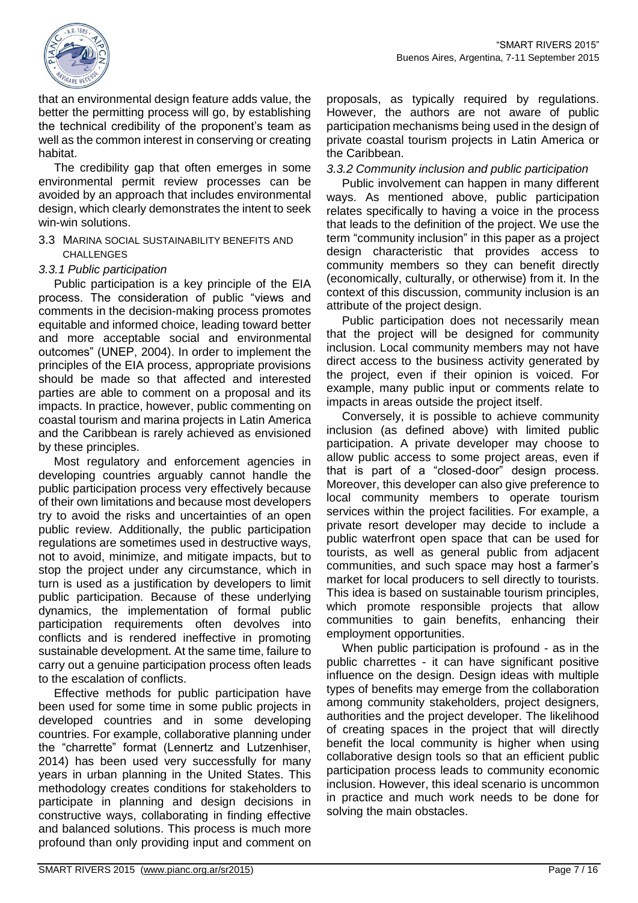that an environmental design feature adds value, the better the permitting process will go, by establishing the technical credibility of the proponent's team as well as the common interest in conserving or creating habitat.

The credibility gap that often emerges in some environmental permit review processes can be avoided by an approach that includes environmental design, which clearly demonstrates the intent to seek win-win solutions.

## 3.3 Marina social sustainability benefits and challenges

### *3.3.1 Public participation*

Public participation is a key principle of the EIA process. The consideration of public "views and comments in the decision-making process promotes equitable and informed choice, leading toward better and more acceptable social and environmental outcomes" (UNEP, 2004). In order to implement the principles of the EIA process, appropriate provisions should be made so that affected and interested parties are able to comment on a proposal and its impacts. In practice, however, public commenting on coastal tourism and marina projects in Latin America and the Caribbean is rarely achieved as envisioned by these principles.

Most regulatory and enforcement agencies in developing countries arguably cannot handle the public participation process very effectively because of their own limitations and because most developers try to avoid the risks and uncertainties of an open public review. Additionally, the public participation regulations are sometimes used in destructive ways, not to avoid, minimize, and mitigate impacts, but to stop the project under any circumstance, which in turn is used as a justification by developers to limit public participation. Because of these underlying dynamics, the implementation of formal public participation requirements often devolves into conflicts and is rendered ineffective in promoting sustainable development. At the same time, failure to carry out a genuine participation process often leads to the escalation of conflicts.

Effective methods for public participation have been used for some time in some public projects in developed countries and in some developing countries. For example, collaborative planning under the "charrette" format (Lennertz and Lutzenhiser, 2014) has been used very successfully for many years in urban planning in the United States. This methodology creates conditions for stakeholders to participate in planning and design decisions in constructive ways, collaborating in finding effective and balanced solutions. This process is much more profound than only providing input and comment on proposals, as typically required by regulations. However, the authors are not aware of public participation mechanisms being used in the design of private coastal tourism projects in Latin America or the Caribbean.

### *3.3.2 Community inclusion and public participation*

Public involvement can happen in many different ways. As mentioned above, public participation relates specifically to having a voice in the process that leads to the definition of the project. We use the term "community inclusion" in this paper as a project design characteristic that provides access to community members so they can benefit directly (economically, culturally, or otherwise) from it. In the context of this discussion, community inclusion is an attribute of the project design.

Public participation does not necessarily mean that the project will be designed for community inclusion. Local community members may not have direct access to the business activity generated by the project, even if their opinion is voiced. For example, many public input or comments relate to impacts in areas outside the project itself.

Conversely, it is possible to achieve community inclusion (as defined above) with limited public participation. A private developer may choose to allow public access to some project areas, even if that is part of a "closed-door" design process. Moreover, this developer can also give preference to local community members to operate tourism services within the project facilities. For example, a private resort developer may decide to include a public waterfront open space that can be used for tourists, as well as general public from adjacent communities, and such space may host a farmer's market for local producers to sell directly to tourists. This idea is based on sustainable tourism principles, which promote responsible projects that allow communities to gain benefits, enhancing their employment opportunities.

When public participation is profound - as in the public charrettes - it can have significant positive influence on the design. Design ideas with multiple types of benefits may emerge from the collaboration among community stakeholders, project designers, authorities and the project developer. The likelihood of creating spaces in the project that will directly benefit the local community is higher when using collaborative design tools so that an efficient public participation process leads to community economic inclusion. However, this ideal scenario is uncommon in practice and much work needs to be done for solving the main obstacles.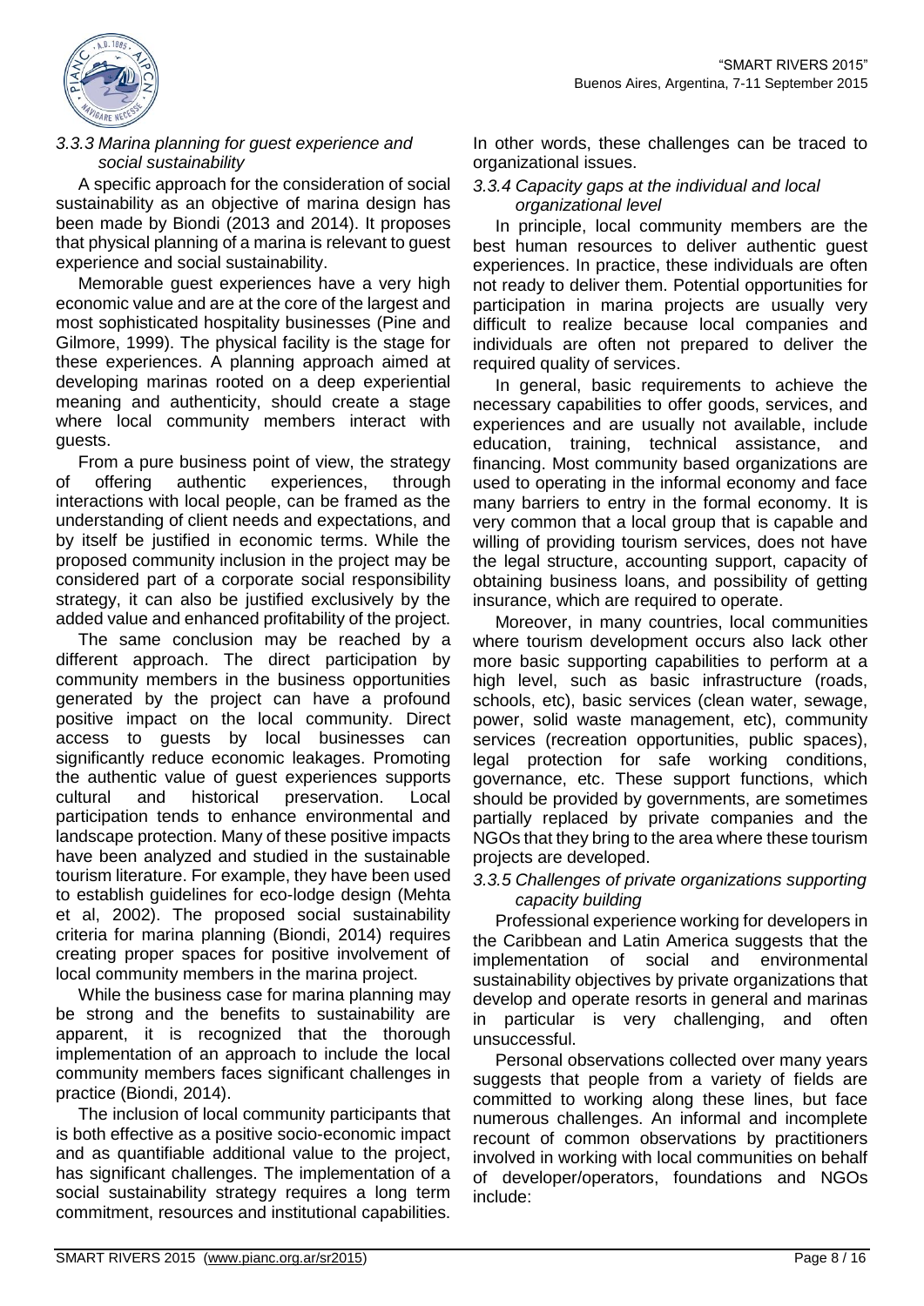### *3.3.3 Marina planning for guest experience and social sustainability*

A specific approach for the consideration of social sustainability as an objective of marina design has been made by Biondi (2013 and 2014). It proposes that physical planning of a marina is relevant to guest experience and social sustainability.

Memorable guest experiences have a very high economic value and are at the core of the largest and most sophisticated hospitality businesses (Pine and Gilmore, 1999). The physical facility is the stage for these experiences. A planning approach aimed at developing marinas rooted on a deep experiential meaning and authenticity, should create a stage where local community members interact with guests.

From a pure business point of view, the strategy of offering authentic experiences, through interactions with local people, can be framed as the understanding of client needs and expectations, and by itself be justified in economic terms. While the proposed community inclusion in the project may be considered part of a corporate social responsibility strategy, it can also be justified exclusively by the added value and enhanced profitability of the project.

The same conclusion may be reached by a different approach. The direct participation by community members in the business opportunities generated by the project can have a profound positive impact on the local community. Direct access to guests by local businesses can significantly reduce economic leakages. Promoting the authentic value of guest experiences supports cultural and historical preservation. Local participation tends to enhance environmental and landscape protection. Many of these positive impacts have been analyzed and studied in the sustainable tourism literature. For example, they have been used to establish guidelines for eco-lodge design (Mehta et al, 2002). The proposed social sustainability criteria for marina planning (Biondi, 2014) requires creating proper spaces for positive involvement of local community members in the marina project.

While the business case for marina planning may be strong and the benefits to sustainability are apparent, it is recognized that the thorough implementation of an approach to include the local community members faces significant challenges in practice (Biondi, 2014).

The inclusion of local community participants that is both effective as a positive socio-economic impact and as quantifiable additional value to the project, has significant challenges. The implementation of a social sustainability strategy requires a long term commitment, resources and institutional capabilities. In other words, these challenges can be traced to organizational issues.

### *3.3.4 Capacity gaps at the individual and local organizational level*

In principle, local community members are the best human resources to deliver authentic guest experiences. In practice, these individuals are often not ready to deliver them. Potential opportunities for participation in marina projects are usually very difficult to realize because local companies and individuals are often not prepared to deliver the required quality of services.

In general, basic requirements to achieve the necessary capabilities to offer goods, services, and experiences and are usually not available, include education, training, technical assistance, and financing. Most community based organizations are used to operating in the informal economy and face many barriers to entry in the formal economy. It is very common that a local group that is capable and willing of providing tourism services, does not have the legal structure, accounting support, capacity of obtaining business loans, and possibility of getting insurance, which are required to operate.

Moreover, in many countries, local communities where tourism development occurs also lack other more basic supporting capabilities to perform at a high level, such as basic infrastructure (roads, schools, etc), basic services (clean water, sewage, power, solid waste management, etc), community services (recreation opportunities, public spaces), legal protection for safe working conditions, governance, etc. These support functions, which should be provided by governments, are sometimes partially replaced by private companies and the NGOs that they bring to the area where these tourism projects are developed.

### *3.3.5 Challenges of private organizations supporting capacity building*

Professional experience working for developers in the Caribbean and Latin America suggests that the implementation of social and environmental sustainability objectives by private organizations that develop and operate resorts in general and marinas in particular is very challenging, and often unsuccessful.

Personal observations collected over many years suggests that people from a variety of fields are committed to working along these lines, but face numerous challenges. An informal and incomplete recount of common observations by practitioners involved in working with local communities on behalf of developer/operators, foundations and NGOs include: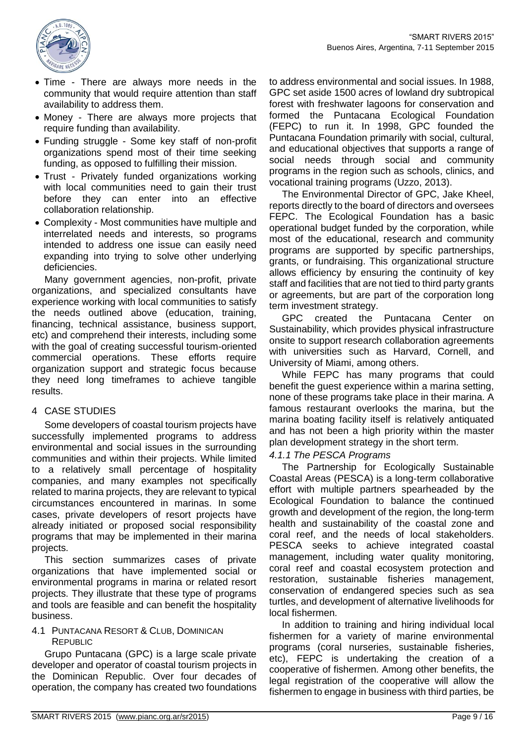- Time - There are always more needs in the community that would require attention than staff availability to address them.
- Money - There are always more projects that require funding than availability.
- Funding struggle - Some key staff of non-profit organizations spend most of their time seeking funding, as opposed to fulfilling their mission.
- Trust - Privately funded organizations working with local communities need to gain their trust before they can enter into an effective collaboration relationship.
- Complexity - Most communities have multiple and interrelated needs and interests, so programs intended to address one issue can easily need expanding into trying to solve other underlying deficiencies.

Many government agencies, non-profit, private organizations, and specialized consultants have experience working with local communities to satisfy the needs outlined above (education, training, financing, technical assistance, business support, etc) and comprehend their interests, including some with the goal of creating successful tourism-oriented commercial operations. These efforts require organization support and strategic focus because they need long timeframes to achieve tangible results.

## 4 CASE STUDIES

Some developers of coastal tourism projects have successfully implemented programs to address environmental and social issues in the surrounding communities and within their projects. While limited to a relatively small percentage of hospitality companies, and many examples not specifically related to marina projects, they are relevant to typical circumstances encountered in marinas. In some cases, private developers of resort projects have already initiated or proposed social responsibility programs that may be implemented in their marina projects.

This section summarizes cases of private organizations that have implemented social or environmental programs in marina or related resort projects. They illustrate that these type of programs and tools are feasible and can benefit the hospitality business.

### 4.1 PUNTACANA RESORT & CLUB, DOMINICAN REPUBLIC

Grupo Puntacana (GPC) is a large scale private developer and operator of coastal tourism projects in the Dominican Republic. Over four decades of operation, the company has created two foundations to address environmental and social issues. In 1988, GPC set aside 1500 acres of lowland dry subtropical forest with freshwater lagoons for conservation and formed the Puntacana Ecological Foundation (FEPC) to run it. In 1998, GPC founded the Puntacana Foundation primarily with social, cultural, and educational objectives that supports a range of social needs through social and community programs in the region such as schools, clinics, and vocational training programs (Uzzo, 2013).

The Environmental Director of GPC, Jake Kheel, reports directly to the board of directors and oversees FEPC. The Ecological Foundation has a basic operational budget funded by the corporation, while most of the educational, research and community programs are supported by specific partnerships, grants, or fundraising. This organizational structure allows efficiency by ensuring the continuity of key staff and facilities that are not tied to third party grants or agreements, but are part of the corporation long term investment strategy.

GPC created the Puntacana Center on Sustainability, which provides physical infrastructure onsite to support research collaboration agreements with universities such as Harvard, Cornell, and University of Miami, among others.

While FEPC has many programs that could benefit the guest experience within a marina setting, none of these programs take place in their marina. A famous restaurant overlooks the marina, but the marina boating facility itself is relatively antiquated and has not been a high priority within the master plan development strategy in the short term.

#### *4.1.1 The PESCA Programs*

The Partnership for Ecologically Sustainable Coastal Areas (PESCA) is a long-term collaborative effort with multiple partners spearheaded by the Ecological Foundation to balance the continued growth and development of the region, the long-term health and sustainability of the coastal zone and coral reef, and the needs of local stakeholders. PESCA seeks to achieve integrated coastal management, including water quality monitoring, coral reef and coastal ecosystem protection and restoration, sustainable fisheries management, conservation of endangered species such as sea turtles, and development of alternative livelihoods for local fishermen.

In addition to training and hiring individual local fishermen for a variety of marine environmental programs (coral nurseries, sustainable fisheries, etc), FEPC is undertaking the creation of a cooperative of fishermen. Among other benefits, the legal registration of the cooperative will allow the fishermen to engage in business with third parties, be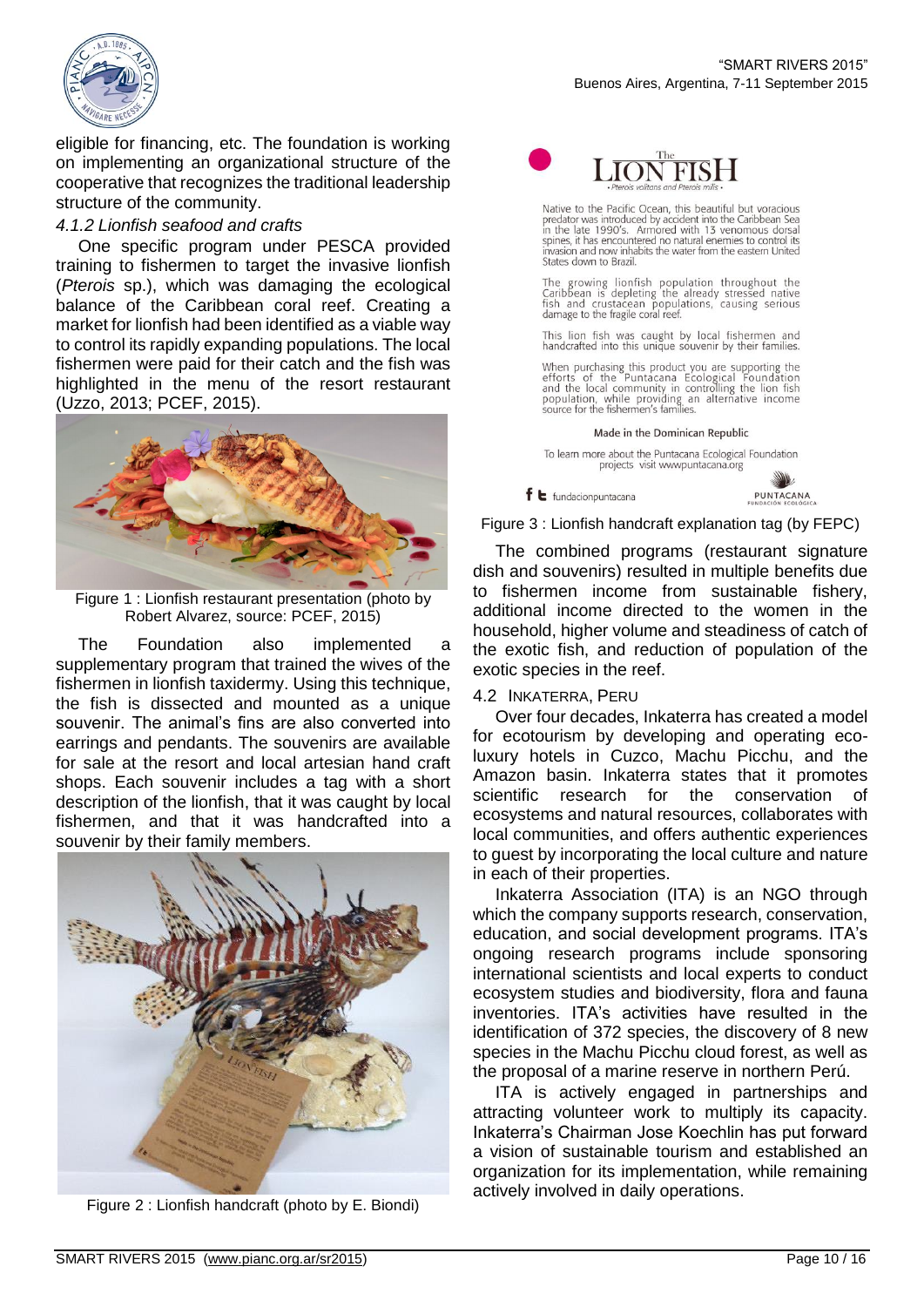eligible for financing, etc. The foundation is working on implementing an organizational structure of the cooperative that recognizes the traditional leadership structure of the community.

#### *4.1.2 Lionfish seafood and crafts*

One specific program under PESCA provided training to fishermen to target the invasive lionfish (*Pterois* sp.), which was damaging the ecological balance of the Caribbean coral reef. Creating a market for lionfish had been identified as a viable way to control its rapidly expanding populations. The local fishermen were paid for their catch and the fish was highlighted in the menu of the resort restaurant (Uzzo, 2013; PCEF, 2015).

Figure 1 : Lionfish restaurant presentation (photo by Robert Alvarez, source: PCEF, 2015)

The Foundation also implemented a supplementary program that trained the wives of the fishermen in lionfish taxidermy. Using this technique, the fish is dissected and mounted as a unique souvenir. The animal's fins are also converted into earrings and pendants. The souvenirs are available for sale at the resort and local artesian hand craft shops. Each souvenir includes a tag with a short description of the lionfish, that it was caught by local fishermen, and that it was handcrafted into a souvenir by their family members.

Figure 2 : Lionfish handcraft (photo by E. Biondi)

Figure 3 : Lionfish handcraft explanation tag (by FEPC)

The combined programs (restaurant signature dish and souvenirs) resulted in multiple benefits due to fishermen income from sustainable fishery, additional income directed to the women in the household, higher volume and steadiness of catch of the exotic fish, and reduction of population of the exotic species in the reef.

### 4.2 Inkaterra, Peru

Over four decades, Inkaterra has created a model for ecotourism by developing and operating eco-luxury hotels in Cuzco, Machu Picchu, and the Amazon basin. Inkaterra states that it promotes scientific research for the conservation of ecosystems and natural resources, collaborates with local communities, and offers authentic experiences to guest by incorporating the local culture and nature in each of their properties.

Inkaterra Association (ITA) is an NGO through which the company supports research, conservation, education, and social development programs. ITA's ongoing research programs include sponsoring international scientists and local experts to conduct ecosystem studies and biodiversity, flora and fauna inventories. ITA's activities have resulted in the identification of 372 species, the discovery of 8 new species in the Machu Picchu cloud forest, as well as the proposal of a marine reserve in northern Perú.

ITA is actively engaged in partnerships and attracting volunteer work to multiply its capacity. Inkaterra's Chairman Jose Koechlin has put forward a vision of sustainable tourism and established an organization for its implementation, while remaining actively involved in daily operations.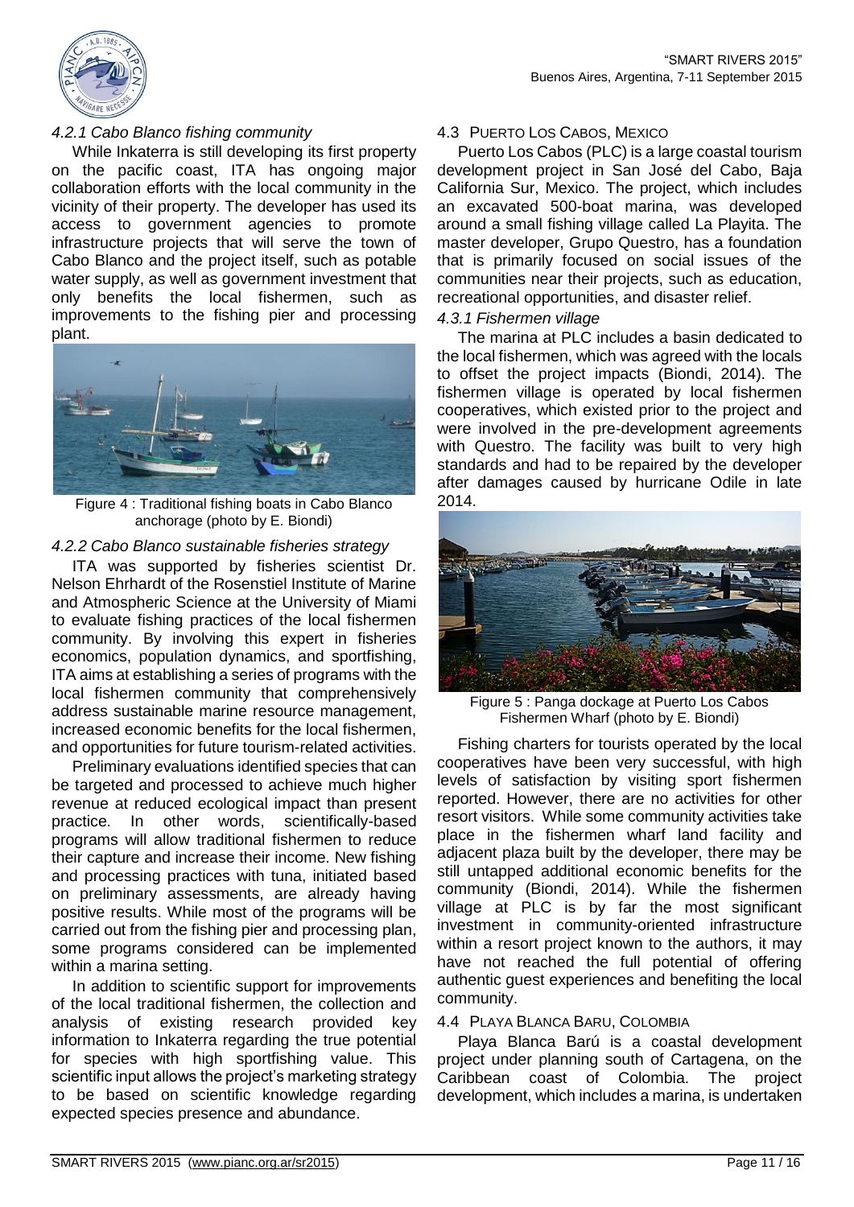#### *4.2.1 Cabo Blanco fishing community*

While Inkaterra is still developing its first property on the pacific coast, ITA has ongoing major collaboration efforts with the local community in the vicinity of their property. The developer has used its access to government agencies to promote infrastructure projects that will serve the town of Cabo Blanco and the project itself, such as potable water supply, as well as government investment that only benefits the local fishermen, such as improvements to the fishing pier and processing plant.

Figure 4 : Traditional fishing boats in Cabo Blanco anchorage (photo by E. Biondi)

#### *4.2.2 Cabo Blanco sustainable fisheries strategy*

ITA was supported by fisheries scientist Dr. Nelson Ehrhardt of the Rosenstiel Institute of Marine and Atmospheric Science at the University of Miami to evaluate fishing practices of the local fishermen community. By involving this expert in fisheries economics, population dynamics, and sportfishing, ITA aims at establishing a series of programs with the local fishermen community that comprehensively address sustainable marine resource management, increased economic benefits for the local fishermen, and opportunities for future tourism-related activities.

Preliminary evaluations identified species that can be targeted and processed to achieve much higher revenue at reduced ecological impact than present practice. In other words, scientifically-based programs will allow traditional fishermen to reduce their capture and increase their income. New fishing and processing practices with tuna, initiated based on preliminary assessments, are already having positive results. While most of the programs will be carried out from the fishing pier and processing plan, some programs considered can be implemented within a marina setting.

In addition to scientific support for improvements of the local traditional fishermen, the collection and analysis of existing research provided key information to Inkaterra regarding the true potential for species with high sportfishing value. This scientific input allows the project's marketing strategy to be based on scientific knowledge regarding expected species presence and abundance.

### 4.3 PUERTO LOS CABOS, MEXICO

Puerto Los Cabos (PLC) is a large coastal tourism development project in San José del Cabo, Baja California Sur, Mexico. The project, which includes an excavated 500-boat marina, was developed around a small fishing village called La Playita. The master developer, Grupo Questro, has a foundation that is primarily focused on social issues of the communities near their projects, such as education, recreational opportunities, and disaster relief.

#### *4.3.1 Fishermen village*

The marina at PLC includes a basin dedicated to the local fishermen, which was agreed with the locals to offset the project impacts (Biondi, 2014). The fishermen village is operated by local fishermen cooperatives, which existed prior to the project and were involved in the pre-development agreements with Questro. The facility was built to very high standards and had to be repaired by the developer after damages caused by hurricane Odile in late 2014.

Figure 5 : Panga dockage at Puerto Los Cabos Fishermen Wharf (photo by E. Biondi)

Fishing charters for tourists operated by the local cooperatives have been very successful, with high levels of satisfaction by visiting sport fishermen reported. However, there are no activities for other resort visitors. While some community activities take place in the fishermen wharf land facility and adjacent plaza built by the developer, there may be still untapped additional economic benefits for the community (Biondi, 2014). While the fishermen village at PLC is by far the most significant investment in community-oriented infrastructure within a resort project known to the authors, it may have not reached the full potential of offering authentic guest experiences and benefiting the local community.

### 4.4 PLAYA BLANCA BARU, COLOMBIA

Playa Blanca Barú is a coastal development project under planning south of Cartagena, on the Caribbean coast of Colombia. The project development, which includes a marina, is undertaken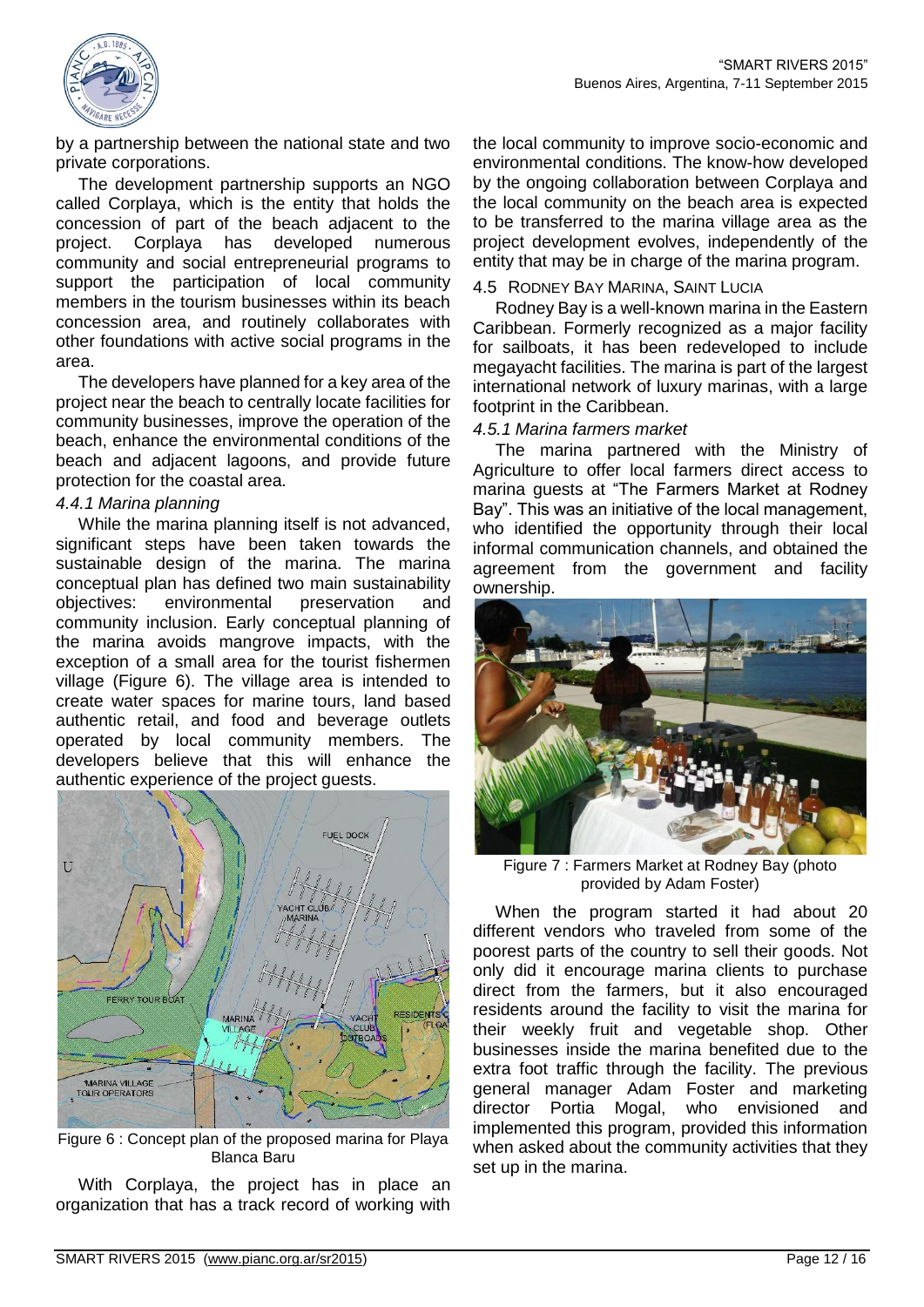by a partnership between the national state and two private corporations.

The development partnership supports an NGO called Corplaya, which is the entity that holds the concession of part of the beach adjacent to the project. Corplaya has developed numerous community and social entrepreneurial programs to support the participation of local community members in the tourism businesses within its beach concession area, and routinely collaborates with other foundations with active social programs in the area.

The developers have planned for a key area of the project near the beach to centrally locate facilities for community businesses, improve the operation of the beach, enhance the environmental conditions of the beach and adjacent lagoons, and provide future protection for the coastal area.

#### *4.4.1 Marina planning*

While the marina planning itself is not advanced, significant steps have been taken towards the sustainable design of the marina. The marina conceptual plan has defined two main sustainability objectives: environmental preservation and community inclusion. Early conceptual planning of the marina avoids mangrove impacts, with the exception of a small area for the tourist fishermen village (Figure 6). The village area is intended to create water spaces for marine tours, land based authentic retail, and food and beverage outlets operated by local community members. The developers believe that this will enhance the authentic experience of the project guests.

Figure 6 : Concept plan of the proposed marina for Playa Blanca Baru

With Corplaya, the project has in place an organization that has a track record of working with the local community to improve socio-economic and environmental conditions. The know-how developed by the ongoing collaboration between Corplaya and the local community on the beach area is expected to be transferred to the marina village area as the project development evolves, independently of the entity that may be in charge of the marina program.

### 4.5 Rodney Bay Marina, Saint Lucia

Rodney Bay is a well-known marina in the Eastern Caribbean. Formerly recognized as a major facility for sailboats, it has been redeveloped to include megayacht facilities. The marina is part of the largest international network of luxury marinas, with a large footprint in the Caribbean.

#### *4.5.1 Marina farmers market*

The marina partnered with the Ministry of Agriculture to offer local farmers direct access to marina guests at "The Farmers Market at Rodney Bay". This was an initiative of the local management, who identified the opportunity through their local informal communication channels, and obtained the agreement from the government and facility ownership.

Figure 7 : Farmers Market at Rodney Bay (photo provided by Adam Foster)

When the program started it had about 20 different vendors who traveled from some of the poorest parts of the country to sell their goods. Not only did it encourage marina clients to purchase direct from the farmers, but it also encouraged residents around the facility to visit the marina for their weekly fruit and vegetable shop. Other businesses inside the marina benefited due to the extra foot traffic through the facility. The previous general manager Adam Foster and marketing director Portia Mogal, who envisioned and implemented this program, provided this information when asked about the community activities that they set up in the marina.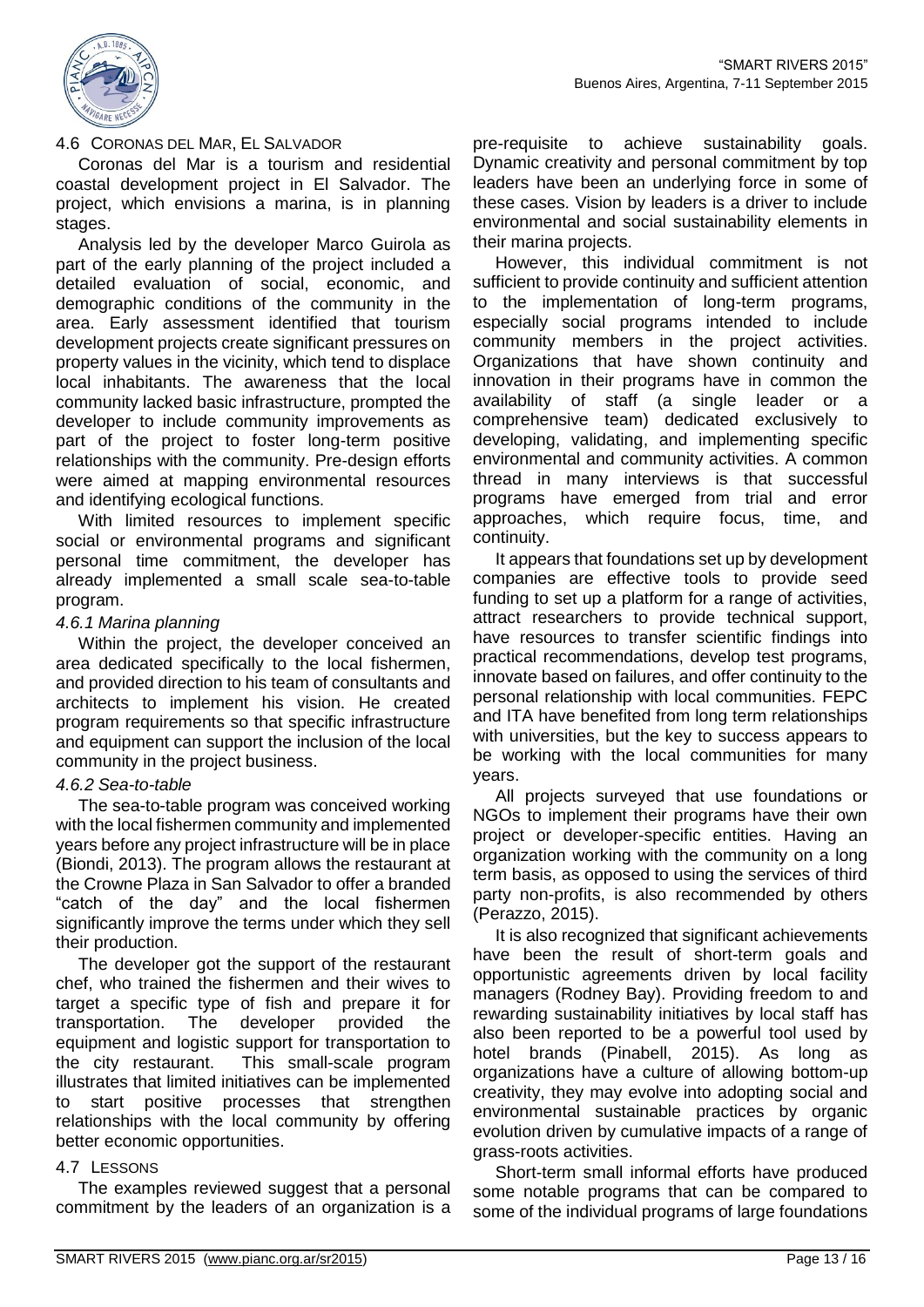### 4.6 Coronas del Mar, El Salvador

Coronas del Mar is a tourism and residential coastal development project in El Salvador. The project, which envisions a marina, is in planning stages.

Analysis led by the developer Marco Guirola as part of the early planning of the project included a detailed evaluation of social, economic, and demographic conditions of the community in the area. Early assessment identified that tourism development projects create significant pressures on property values in the vicinity, which tend to displace local inhabitants. The awareness that the local community lacked basic infrastructure, prompted the developer to include community improvements as part of the project to foster long-term positive relationships with the community. Pre-design efforts were aimed at mapping environmental resources and identifying ecological functions.

With limited resources to implement specific social or environmental programs and significant personal time commitment, the developer has already implemented a small scale sea-to-table program.

#### *4.6.1 Marina planning*

Within the project, the developer conceived an area dedicated specifically to the local fishermen, and provided direction to his team of consultants and architects to implement his vision. He created program requirements so that specific infrastructure and equipment can support the inclusion of the local community in the project business.

#### *4.6.2 Sea-to-table*

The sea-to-table program was conceived working with the local fishermen community and implemented years before any project infrastructure will be in place (Biondi, 2013). The program allows the restaurant at the Crowne Plaza in San Salvador to offer a branded "catch of the day" and the local fishermen significantly improve the terms under which they sell their production.

The developer got the support of the restaurant chef, who trained the fishermen and their wives to target a specific type of fish and prepare it for transportation. The developer provided the equipment and logistic support for transportation to the city restaurant. This small-scale program illustrates that limited initiatives can be implemented to start positive processes that strengthen relationships with the local community by offering better economic opportunities.

### 4.7 Lessons

The examples reviewed suggest that a personal commitment by the leaders of an organization is a pre-requisite to achieve sustainability goals. Dynamic creativity and personal commitment by top leaders have been an underlying force in some of these cases. Vision by leaders is a driver to include environmental and social sustainability elements in their marina projects.

However, this individual commitment is not sufficient to provide continuity and sufficient attention to the implementation of long-term programs, especially social programs intended to include community members in the project activities. Organizations that have shown continuity and innovation in their programs have in common the availability of staff (a single leader or a comprehensive team) dedicated exclusively to developing, validating, and implementing specific environmental and community activities. A common thread in many interviews is that successful programs have emerged from trial and error approaches, which require focus, time, and continuity.

It appears that foundations set up by development companies are effective tools to provide seed funding to set up a platform for a range of activities, attract researchers to provide technical support, have resources to transfer scientific findings into practical recommendations, develop test programs, innovate based on failures, and offer continuity to the personal relationship with local communities. FEPC and ITA have benefited from long term relationships with universities, but the key to success appears to be working with the local communities for many years.

All projects surveyed that use foundations or NGOs to implement their programs have their own project or developer-specific entities. Having an organization working with the community on a long term basis, as opposed to using the services of third party non-profits, is also recommended by others (Perazzo, 2015).

It is also recognized that significant achievements have been the result of short-term goals and opportunistic agreements driven by local facility managers (Rodney Bay). Providing freedom to and rewarding sustainability initiatives by local staff has also been reported to be a powerful tool used by hotel brands (Pinabell, 2015). As long as organizations have a culture of allowing bottom-up creativity, they may evolve into adopting social and environmental sustainable practices by organic evolution driven by cumulative impacts of a range of grass-roots activities.

Short-term small informal efforts have produced some notable programs that can be compared to some of the individual programs of large foundations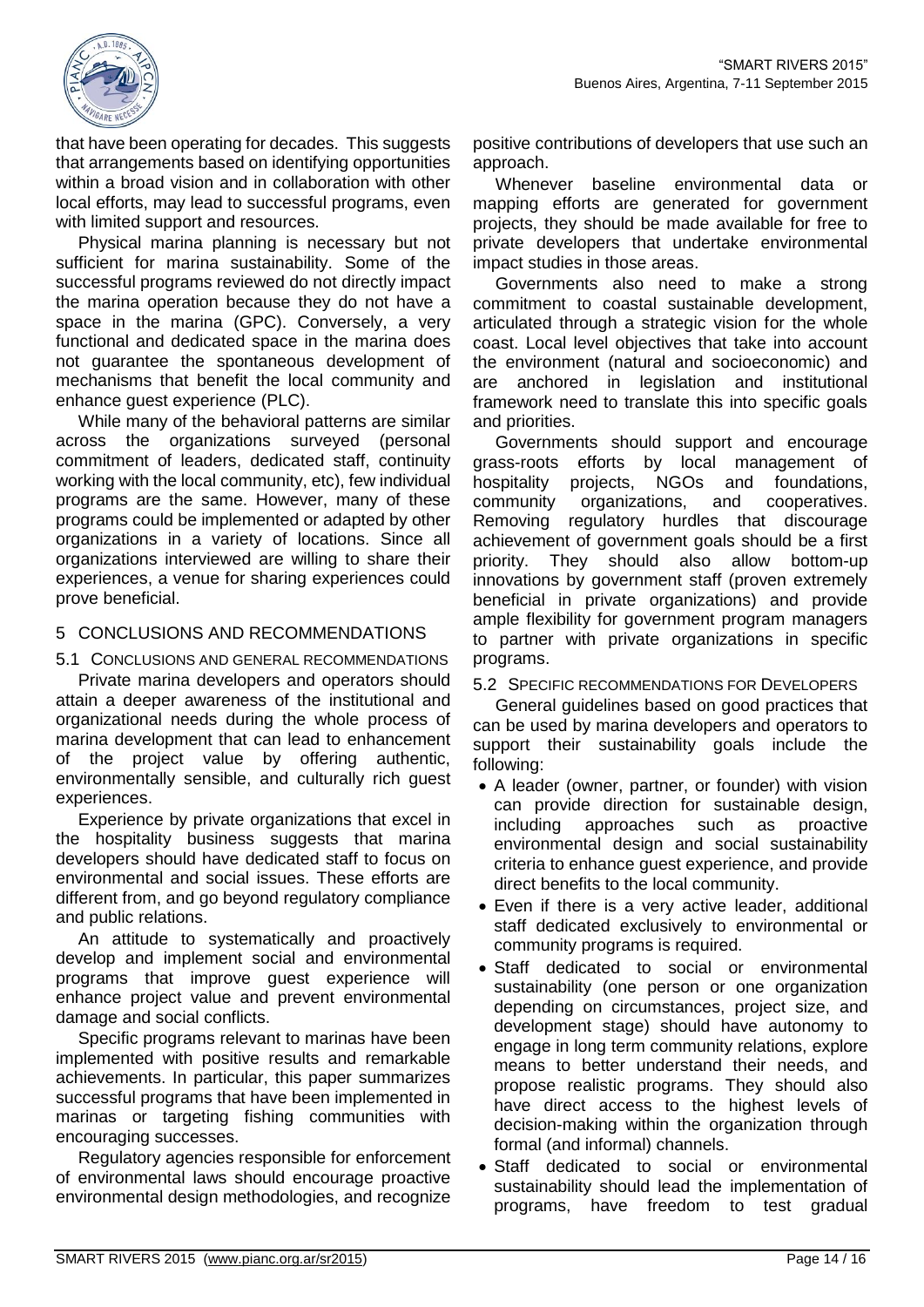that have been operating for decades. This suggests that arrangements based on identifying opportunities within a broad vision and in collaboration with other local efforts, may lead to successful programs, even with limited support and resources.

Physical marina planning is necessary but not sufficient for marina sustainability. Some of the successful programs reviewed do not directly impact the marina operation because they do not have a space in the marina (GPC). Conversely, a very functional and dedicated space in the marina does not guarantee the spontaneous development of mechanisms that benefit the local community and enhance guest experience (PLC).

While many of the behavioral patterns are similar across the organizations surveyed (personal commitment of leaders, dedicated staff, continuity working with the local community, etc), few individual programs are the same. However, many of these programs could be implemented or adapted by other organizations in a variety of locations. Since all organizations interviewed are willing to share their experiences, a venue for sharing experiences could prove beneficial.

## 5 CONCLUSIONS AND RECOMMENDATIONS

### 5.1 Conclusions and General Recommendations

Private marina developers and operators should attain a deeper awareness of the institutional and organizational needs during the whole process of marina development that can lead to enhancement of the project value by offering authentic, environmentally sensible, and culturally rich guest experiences.

Experience by private organizations that excel in the hospitality business suggests that marina developers should have dedicated staff to focus on environmental and social issues. These efforts are different from, and go beyond regulatory compliance and public relations.

An attitude to systematically and proactively develop and implement social and environmental programs that improve guest experience will enhance project value and prevent environmental damage and social conflicts.

Specific programs relevant to marinas have been implemented with positive results and remarkable achievements. In particular, this paper summarizes successful programs that have been implemented in marinas or targeting fishing communities with encouraging successes.

Regulatory agencies responsible for enforcement of environmental laws should encourage proactive environmental design methodologies, and recognize positive contributions of developers that use such an approach.

Whenever baseline environmental data or mapping efforts are generated for government projects, they should be made available for free to private developers that undertake environmental impact studies in those areas.

Governments also need to make a strong commitment to coastal sustainable development, articulated through a strategic vision for the whole coast. Local level objectives that take into account the environment (natural and socioeconomic) and are anchored in legislation and institutional framework need to translate this into specific goals and priorities.

Governments should support and encourage grass-roots efforts by local management of hospitality projects, NGOs and foundations, community organizations, and cooperatives. Removing regulatory hurdles that discourage achievement of government goals should be a first priority. They should also allow bottom-up innovations by government staff (proven extremely beneficial in private organizations) and provide ample flexibility for government program managers to partner with private organizations in specific programs.

### 5.2 Specific Recommendations for Developers

General guidelines based on good practices that can be used by marina developers and operators to support their sustainability goals include the following:

- A leader (owner, partner, or founder) with vision can provide direction for sustainable design, including approaches such as proactive environmental design and social sustainability criteria to enhance guest experience, and provide direct benefits to the local community.
- Even if there is a very active leader, additional staff dedicated exclusively to environmental or community programs is required.
- Staff dedicated to social or environmental sustainability (one person or one organization depending on circumstances, project size, and development stage) should have autonomy to engage in long term community relations, explore means to better understand their needs, and propose realistic programs. They should also have direct access to the highest levels of decision-making within the organization through formal (and informal) channels.
- Staff dedicated to social or environmental sustainability should lead the implementation of programs, have freedom to test gradual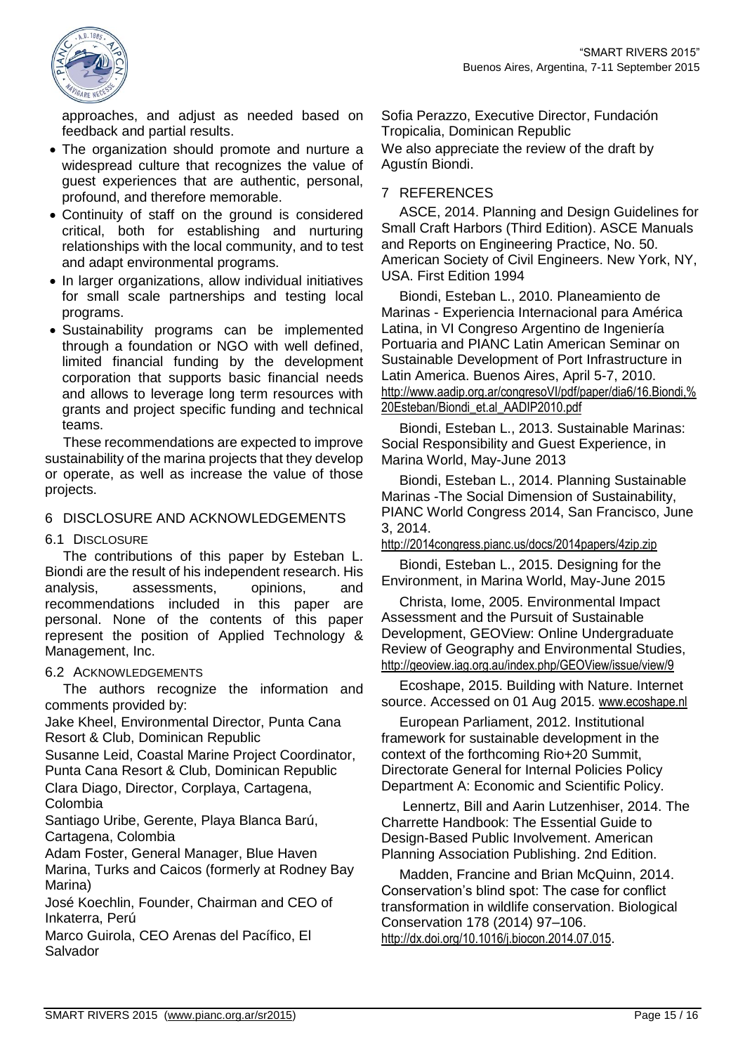approaches, and adjust as needed based on feedback and partial results.

- The organization should promote and nurture a widespread culture that recognizes the value of guest experiences that are authentic, personal, profound, and therefore memorable.
- Continuity of staff on the ground is considered critical, both for establishing and nurturing relationships with the local community, and to test and adapt environmental programs.
- In larger organizations, allow individual initiatives for small scale partnerships and testing local programs.
- Sustainability programs can be implemented through a foundation or NGO with well defined, limited financial funding by the development corporation that supports basic financial needs and allows to leverage long term resources with grants and project specific funding and technical teams.

These recommendations are expected to improve sustainability of the marina projects that they develop or operate, as well as increase the value of those projects.

## 6 DISCLOSURE AND ACKNOWLEDGEMENTS

### 6.1 Disclosure

The contributions of this paper by Esteban L. Biondi are the result of his independent research. His analysis, assessments, opinions, and recommendations included in this paper are personal. None of the contents of this paper represent the position of Applied Technology & Management, Inc.

### 6.2 Acknowledgements

The authors recognize the information and comments provided by:

Jake Kheel, Environmental Director, Punta Cana Resort & Club, Dominican Republic

Susanne Leid, Coastal Marine Project Coordinator, Punta Cana Resort & Club, Dominican Republic

Clara Diago, Director, Corplaya, Cartagena, Colombia

Santiago Uribe, Gerente, Playa Blanca Barú, Cartagena, Colombia

Adam Foster, General Manager, Blue Haven Marina, Turks and Caicos (formerly at Rodney Bay Marina)

José Koechlin, Founder, Chairman and CEO of Inkaterra, Perú

Marco Guirola, CEO Arenas del Pacífico, El Salvador

Sofia Perazzo, Executive Director, Fundación Tropicalia, Dominican Republic

We also appreciate the review of the draft by Agustín Biondi.

## 7 REFERENCES

ASCE, 2014. Planning and Design Guidelines for Small Craft Harbors (Third Edition). ASCE Manuals and Reports on Engineering Practice, No. 50. American Society of Civil Engineers. New York, NY, USA. First Edition 1994

Biondi, Esteban L., 2010. Planeamiento de Marinas - Experiencia Internacional para América Latina, in VI Congreso Argentino de Ingeniería Portuaria and PIANC Latin American Seminar on Sustainable Development of Port Infrastructure in Latin America. Buenos Aires, April 5-7, 2010. http://www.aadip.org.ar/congresoVI/pdf/paper/dia6/16.Biondi,%20Esteban/Biondi_et.al_AADIP2010.pdf

Biondi, Esteban L., 2013. Sustainable Marinas: Social Responsibility and Guest Experience, in Marina World, May-June 2013

Biondi, Esteban L., 2014. Planning Sustainable Marinas -The Social Dimension of Sustainability, PIANC World Congress 2014, San Francisco, June 3, 2014. http://2014congress.pianc.us/docs/2014papers/4zip.zip

Biondi, Esteban L., 2015. Designing for the Environment, in Marina World, May-June 2015

Christa, Iome, 2005. Environmental Impact Assessment and the Pursuit of Sustainable Development, GEOView: Online Undergraduate Review of Geography and Environmental Studies, http://geoview.iag.org.au/index.php/GEOView/issue/view/9

Ecoshape, 2015. Building with Nature. Internet source. Accessed on 01 Aug 2015. www.ecoshape.nl

European Parliament, 2012. Institutional framework for sustainable development in the context of the forthcoming Rio+20 Summit, Directorate General for Internal Policies Policy Department A: Economic and Scientific Policy.

Lennertz, Bill and Aarin Lutzenhiser, 2014. The Charrette Handbook: The Essential Guide to Design-Based Public Involvement. American Planning Association Publishing. 2nd Edition.

Madden, Francine and Brian McQuinn, 2014. Conservation's blind spot: The case for conflict transformation in wildlife conservation. Biological Conservation 178 (2014) 97–106. http://dx.doi.org/10.1016/j.biocon.2014.07.015.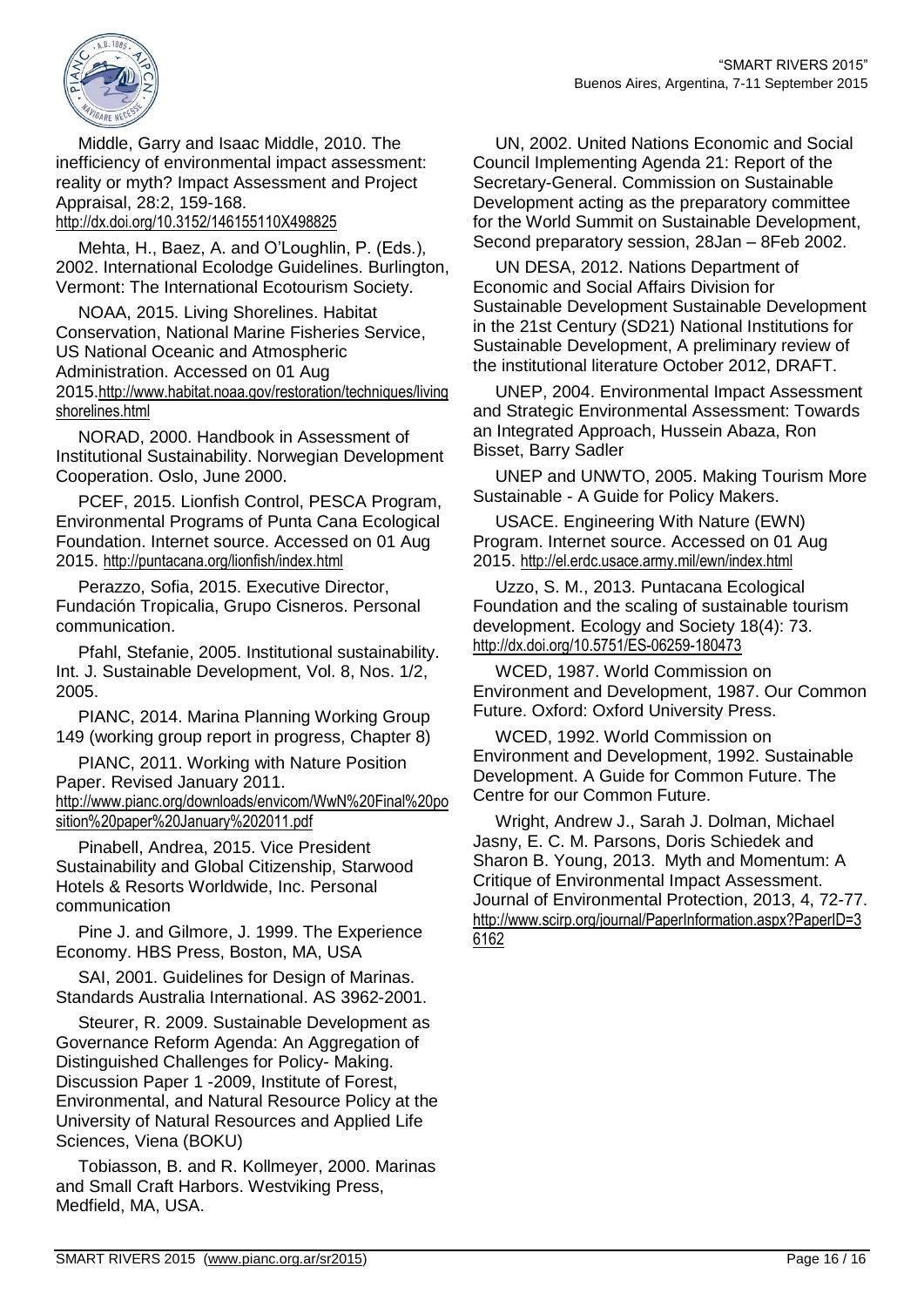Middle, Garry and Isaac Middle, 2010. The inefficiency of environmental impact assessment: reality or myth? Impact Assessment and Project Appraisal, 28:2, 159-168. http://dx.doi.org/10.3152/146155110X498825

Mehta, H., Baez, A. and O'Loughlin, P. (Eds.), 2002. International Ecolodge Guidelines. Burlington, Vermont: The International Ecotourism Society.

NOAA, 2015. Living Shorelines. Habitat Conservation, National Marine Fisheries Service, US National Oceanic and Atmospheric Administration. Accessed on 01 Aug 2015.http://www.habitat.noaa.gov/restoration/techniques/livingshorelines.html

NORAD, 2000. Handbook in Assessment of Institutional Sustainability. Norwegian Development Cooperation. Oslo, June 2000.

PCEF, 2015. Lionfish Control, PESCA Program, Environmental Programs of Punta Cana Ecological Foundation. Internet source. Accessed on 01 Aug 2015. http://puntacana.org/lionfish/index.html

Perazzo, Sofia, 2015. Executive Director, Fundación Tropicalia, Grupo Cisneros. Personal communication.

Pfahl, Stefanie, 2005. Institutional sustainability. Int. J. Sustainable Development, Vol. 8, Nos. 1/2, 2005.

PIANC, 2014. Marina Planning Working Group 149 (working group report in progress, Chapter 8)

PIANC, 2011. Working with Nature Position Paper. Revised January 2011. http://www.pianc.org/downloads/envicom/WwN%20Final%20position%20paper%20January%202011.pdf

Pinabell, Andrea, 2015. Vice President Sustainability and Global Citizenship, Starwood Hotels & Resorts Worldwide, Inc. Personal communication

Pine J. and Gilmore, J. 1999. The Experience Economy. HBS Press, Boston, MA, USA

SAI, 2001. Guidelines for Design of Marinas. Standards Australia International. AS 3962-2001.

Steurer, R. 2009. Sustainable Development as Governance Reform Agenda: An Aggregation of Distinguished Challenges for Policy- Making. Discussion Paper 1 -2009, Institute of Forest, Environmental, and Natural Resource Policy at the University of Natural Resources and Applied Life Sciences, Viena (BOKU)

Tobiasson, B. and R. Kollmeyer, 2000. Marinas and Small Craft Harbors. Westviking Press, Medfield, MA, USA.

UN, 2002. United Nations Economic and Social Council Implementing Agenda 21: Report of the Secretary-General. Commission on Sustainable Development acting as the preparatory committee for the World Summit on Sustainable Development, Second preparatory session, 28Jan – 8Feb 2002.

UN DESA, 2012. Nations Department of Economic and Social Affairs Division for Sustainable Development Sustainable Development in the 21st Century (SD21) National Institutions for Sustainable Development, A preliminary review of the institutional literature October 2012, DRAFT.

UNEP, 2004. Environmental Impact Assessment and Strategic Environmental Assessment: Towards an Integrated Approach, Hussein Abaza, Ron Bisset, Barry Sadler

UNEP and UNWTO, 2005. Making Tourism More Sustainable - A Guide for Policy Makers.

USACE. Engineering With Nature (EWN) Program. Internet source. Accessed on 01 Aug 2015. http://el.erdc.usace.army.mil/ewn/index.html

Uzzo, S. M., 2013. Puntacana Ecological Foundation and the scaling of sustainable tourism development. Ecology and Society 18(4): 73. http://dx.doi.org/10.5751/ES-06259-180473

WCED, 1987. World Commission on Environment and Development, 1987. Our Common Future. Oxford: Oxford University Press.

WCED, 1992. World Commission on Environment and Development, 1992. Sustainable Development. A Guide for Common Future. The Centre for our Common Future.

Wright, Andrew J., Sarah J. Dolman, Michael Jasny, E. C. M. Parsons, Doris Schiedek and Sharon B. Young, 2013. Myth and Momentum: A Critique of Environmental Impact Assessment. Journal of Environmental Protection, 2013, 4, 72-77. http://www.scirp.org/journal/PaperInformation.aspx?PaperID=36162